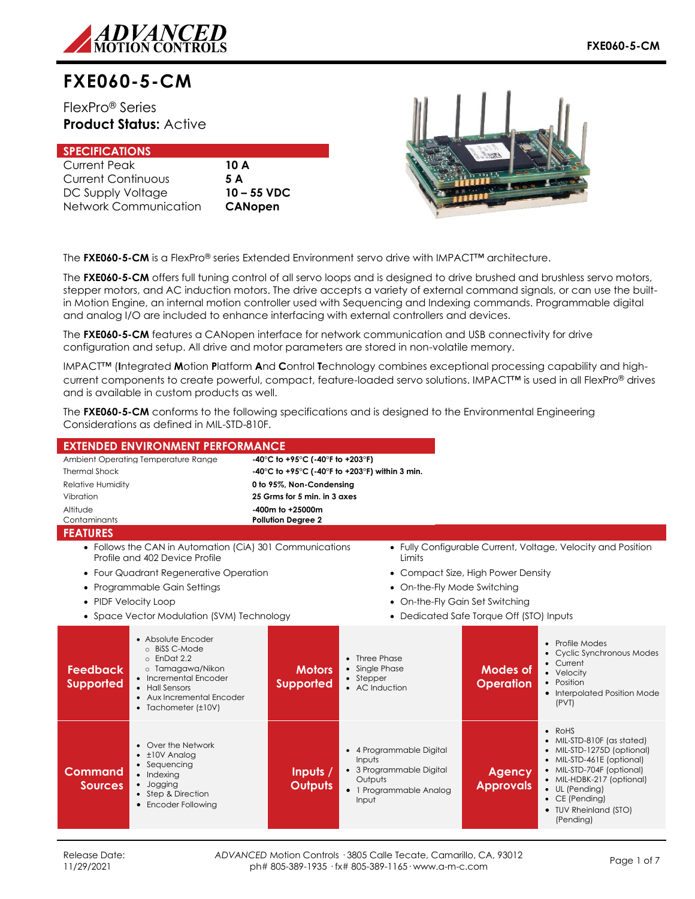# FXE060-5-CM

FlexPro® Series
**Product Status:** Active

## SPECIFICATIONS

| | |
|---|---|
| Current Peak | **10 A** |
| Current Continuous | **5 A** |
| DC Supply Voltage | **10 – 55 VDC** |
| Network Communication | **CANopen** |

The **FXE060-5-CM** is a FlexPro® series Extended Environment servo drive with IMPACT™ architecture.

The **FXE060-5-CM** offers full tuning control of all servo loops and is designed to drive brushed and brushless servo motors, stepper motors, and AC induction motors. The drive accepts a variety of external command signals, or can use the built-in Motion Engine, an internal motion controller used with Sequencing and Indexing commands. Programmable digital and analog I/O are included to enhance interfacing with external controllers and devices.

The **FXE060-5-CM** features a CANopen interface for network communication and USB connectivity for drive configuration and setup. All drive and motor parameters are stored in non-volatile memory.

IMPACT™ (**I**ntegrated **M**otion **P**latform **A**nd **C**ontrol **T**echnology combines exceptional processing capability and high-current components to create powerful, compact, feature-loaded servo solutions. IMPACT™ is used in all FlexPro® drives and is available in custom products as well.

The **FXE060-5-CM** conforms to the following specifications and is designed to the Environmental Engineering Considerations as defined in MIL-STD-810F.

## EXTENDED ENVIRONMENT PERFORMANCE

| | |
|---|---|
| Ambient Operating Temperature Range | **-40°C to +95°C (-40°F to +203°F)** |
| Thermal Shock | **-40°C to +95°C (-40°F to +203°F) within 3 min.** |
| Relative Humidity | **0 to 95%, Non-Condensing** |
| Vibration | **25 Grms for 5 min. in 3 axes** |
| Altitude | **-400m to +25000m** |
| Contaminants | **Pollution Degree 2** |

## FEATURES

- Follows the CAN in Automation (CiA) 301 Communications Profile and 402 Device Profile
- Four Quadrant Regenerative Operation
- Programmable Gain Settings
- PIDF Velocity Loop
- Space Vector Modulation (SVM) Technology
- Fully Configurable Current, Voltage, Velocity and Position Limits
- Compact Size, High Power Density
- On-the-Fly Mode Switching
- On-the-Fly Gain Set Switching
- Dedicated Safe Torque Off (STO) Inputs

### Feedback Supported

- Absolute Encoder
  - BiSS C-Mode
  - EnDat 2.2
  - Tamagawa/Nikon
- Incremental Encoder
- Hall Sensors
- Aux Incremental Encoder
- Tachometer (±10V)

### Motors Supported

- Three Phase
- Single Phase
- Stepper
- AC Induction

### Modes of Operation

- Profile Modes
- Cyclic Synchronous Modes
- Current
- Velocity
- Position
- Interpolated Position Mode (PVT)

### Command Sources

- Over the Network
- ±10V Analog
- Sequencing
- Indexing
- Jogging
- Step & Direction
- Encoder Following

### Inputs / Outputs

- 4 Programmable Digital Inputs
- 3 Programmable Digital Outputs
- 1 Programmable Analog Input

### Agency Approvals

- RoHS
- MIL-STD-810F (as stated)
- MIL-STD-1275D (optional)
- MIL-STD-461E (optional)
- MIL-STD-704F (optional)
- MIL-HDBK-217 (optional)
- UL (Pending)
- CE (Pending)
- TUV Rheinland (STO) (Pending)

Release Date: 11/29/2021

*ADVANCED* Motion Controls · 3805 Calle Tecate, Camarillo, CA, 93012
ph# 805-389-1935 · fx# 805-389-1165 · www.a-m-c.com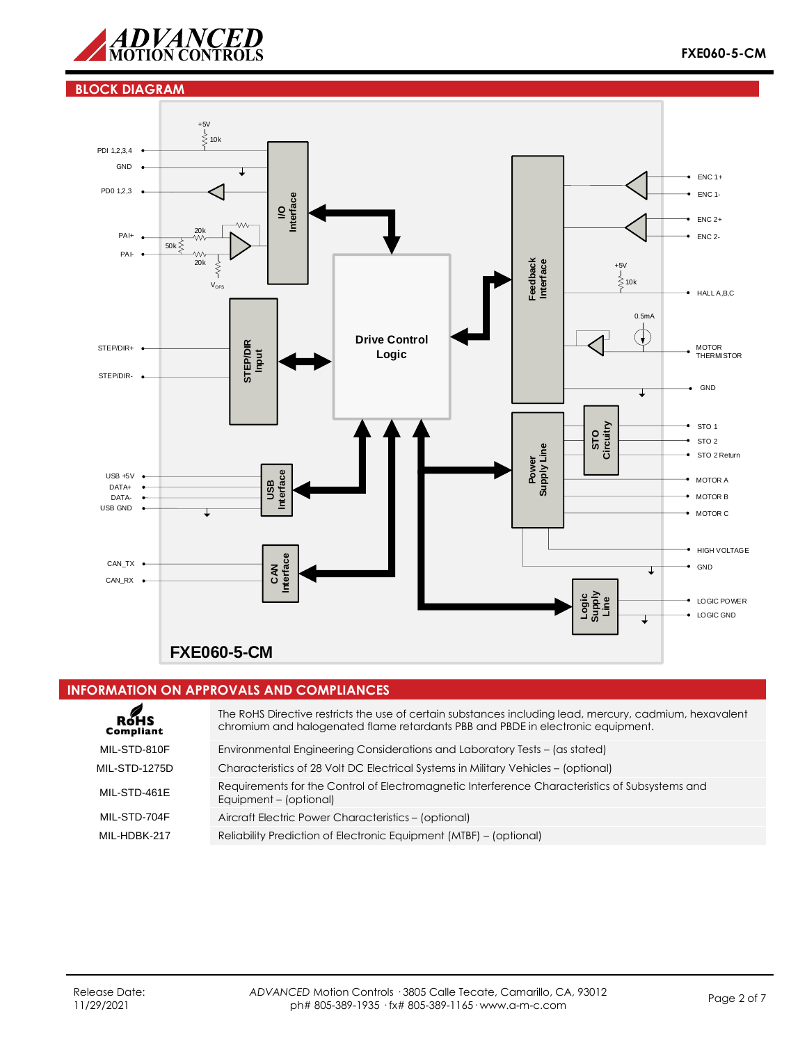## BLOCK DIAGRAM

+5V
10k
PDI 1,2,3,4
GND
PDO 1,2,3
PAI+
PAI-
20k
50k
20k
$V_{OFS}$
I/O Interface
STEP/DIR Input
STEP/DIR+
STEP/DIR-
Drive Control Logic
Feedback Interface
ENC 1+
ENC 1-
ENC 2+
ENC 2-
+5V
10k
HALL A,B,C
0.5mA
MOTOR THERMISTOR
GND
STO Circuitry
STO 1
STO 2
STO 2 Return
Power Supply Line
MOTOR A
MOTOR B
MOTOR C
HIGH VOLTAGE
GND
USB +5V
DATA+
DATA-
USB GND
USB Interface
CAN_TX
CAN_RX
CAN Interface
Logic Supply Line
LOGIC POWER
LOGIC GND

**FXE060-5-CM**

## INFORMATION ON APPROVALS AND COMPLIANCES

| | |
|---|---|
| RoHS Compliant | The RoHS Directive restricts the use of certain substances including lead, mercury, cadmium, hexavalent chromium and halogenated flame retardants PBB and PBDE in electronic equipment. |
| MIL-STD-810F | Environmental Engineering Considerations and Laboratory Tests – (as stated) |
| MIL-STD-1275D | Characteristics of 28 Volt DC Electrical Systems in Military Vehicles – (optional) |
| MIL-STD-461E | Requirements for the Control of Electromagnetic Interference Characteristics of Subsystems and Equipment – (optional) |
| MIL-STD-704F | Aircraft Electric Power Characteristics – (optional) |
| MIL-HDBK-217 | Reliability Prediction of Electronic Equipment (MTBF) – (optional) |

Release Date: 11/29/2021

*ADVANCED* Motion Controls · 3805 Calle Tecate, Camarillo, CA, 93012
ph# 805-389-1935 · fx# 805-389-1165 · www.a-m-c.com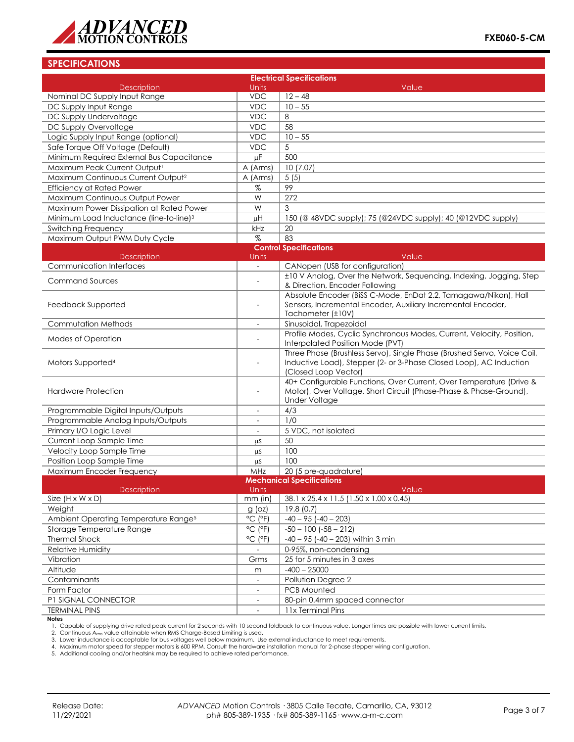## SPECIFICATIONS

| Electrical Specifications | | |
|---|---|---|
| Description | Units | Value |
| Nominal DC Supply Input Range | VDC | 12 – 48 |
| DC Supply Input Range | VDC | 10 – 55 |
| DC Supply Undervoltage | VDC | 8 |
| DC Supply Overvoltage | VDC | 58 |
| Logic Supply Input Range (optional) | VDC | 10 – 55 |
| Safe Torque Off Voltage (Default) | VDC | 5 |
| Minimum Required External Bus Capacitance | μF | 500 |
| Maximum Peak Current Output[1] | A (Arms) | 10 (7.07) |
| Maximum Continuous Current Output[2] | A (Arms) | 5 (5) |
| Efficiency at Rated Power | % | 99 |
| Maximum Continuous Output Power | W | 272 |
| Maximum Power Dissipation at Rated Power | W | 3 |
| Minimum Load Inductance (line-to-line)[3] | μH | 150 (@ 48VDC supply); 75 (@24VDC supply); 40 (@12VDC supply) |
| Switching Frequency | kHz | 20 |
| Maximum Output PWM Duty Cycle | % | 83 |
| **Control Specifications** | | |
| Description | Units | Value |
| Communication Interfaces | - | CANopen (USB for configuration) |
| Command Sources | - | ±10 V Analog, Over the Network, Sequencing, Indexing, Jogging, Step & Direction, Encoder Following |
| Feedback Supported | - | Absolute Encoder (BiSS C-Mode, EnDat 2.2, Tamagawa/Nikon), Hall Sensors, Incremental Encoder, Auxiliary Incremental Encoder, Tachometer (±10V) |
| Commutation Methods | - | Sinusoidal, Trapezoidal |
| Modes of Operation | - | Profile Modes, Cyclic Synchronous Modes, Current, Velocity, Position, Interpolated Position Mode (PVT) |
| Motors Supported[4] | - | Three Phase (Brushless Servo), Single Phase (Brushed Servo, Voice Coil, Inductive Load), Stepper (2- or 3-Phase Closed Loop), AC Induction (Closed Loop Vector) |
| Hardware Protection | - | 40+ Configurable Functions, Over Current, Over Temperature (Drive & Motor), Over Voltage, Short Circuit (Phase-Phase & Phase-Ground), Under Voltage |
| Programmable Digital Inputs/Outputs | - | 4/3 |
| Programmable Analog Inputs/Outputs | - | 1/0 |
| Primary I/O Logic Level | - | 5 VDC, not isolated |
| Current Loop Sample Time | μs | 50 |
| Velocity Loop Sample Time | μs | 100 |
| Position Loop Sample Time | μs | 100 |
| Maximum Encoder Frequency | MHz | 20 (5 pre-quadrature) |
| **Mechanical Specifications** | | |
| Description | Units | Value |
| Size (H x W x D) | mm (in) | 38.1 x 25.4 x 11.5 (1.50 x 1.00 x 0.45) |
| Weight | g (oz) | 19.8 (0.7) |
| Ambient Operating Temperature Range[5] | °C (°F) | -40 – 95 (-40 – 203) |
| Storage Temperature Range | °C (°F) | -50 – 100 (-58 – 212) |
| Thermal Shock | °C (°F) | -40 – 95 (-40 – 203) within 3 min |
| Relative Humidity | - | 0-95%, non-condensing |
| Vibration | Grms | 25 for 5 minutes in 3 axes |
| Altitude | m | -400 – 25000 |
| Contaminants | - | Pollution Degree 2 |
| Form Factor | - | PCB Mounted |
| P1 SIGNAL CONNECTOR | - | 80-pin 0.4mm spaced connector |
| TERMINAL PINS | - | 11x Terminal Pins |

**Notes**

1. Capable of supplying drive rated peak current for 2 seconds with 10 second foldback to continuous value. Longer times are possible with lower current limits.
2. Continuous $A_{rms}$ value attainable when RMS Charge-Based Limiting is used.
3. Lower inductance is acceptable for bus voltages well below maximum. Use external inductance to meet requirements.
4. Maximum motor speed for stepper motors is 600 RPM. Consult the hardware installation manual for 2-phase stepper wiring configuration.
5. Additional cooling and/or heatsink may be required to achieve rated performance.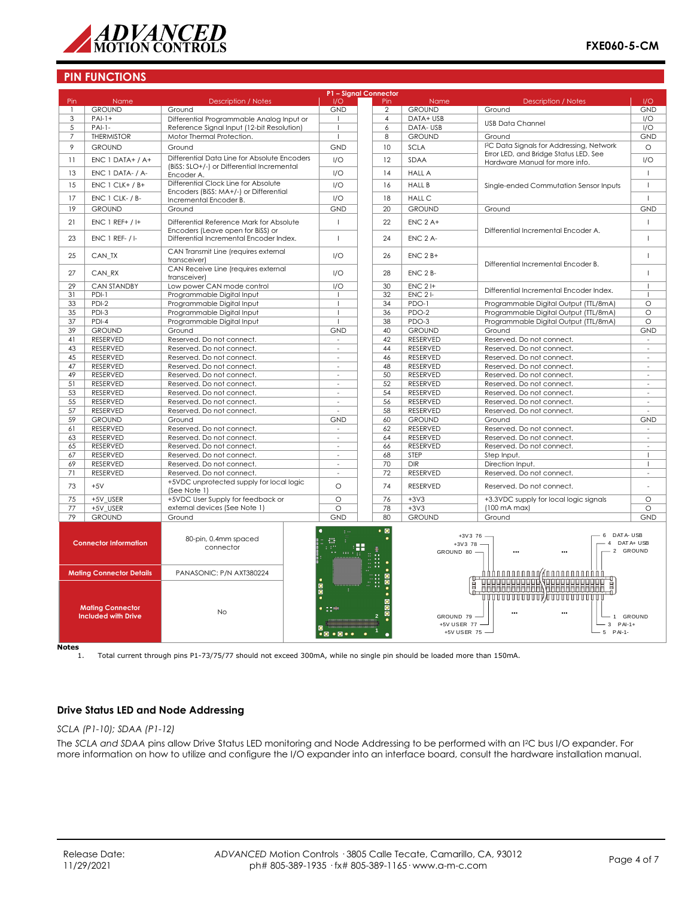## PIN FUNCTIONS

| Pin | Name | Description / Notes | I/O | Pin | Name | Description / Notes | I/O |
|---|---|---|---|---|---|---|---|
| | | | **P1 – Signal Connector** | | | | |
| 1 | GROUND | Ground | GND | 2 | GROUND | Ground | GND |
| 3 | PAI-1+ | Differential Programmable Analog Input or Reference Signal Input (12-bit Resolution) | I | 4 | DATA+ USB | USB Data Channel | I/O |
| 5 | PAI-1- | | I | 6 | DATA- USB | | I/O |
| 7 | THERMISTOR | Motor Thermal Protection. | I | 8 | GROUND | Ground | GND |
| 9 | GROUND | Ground | GND | 10 | SCLA | I²C Data Signals for Addressing, Network Error LED, and Bridge Status LED. See Hardware Manual for more info. | O |
| 11 | ENC 1 DATA+ / A+ | Differential Data Line for Absolute Encoders (BiSS: SLO+/-) or Differential Incremental Encoder A. | I/O | 12 | SDAA | | I/O |
| 13 | ENC 1 DATA- / A- | | I/O | 14 | HALL A | Single-ended Commutation Sensor Inputs | I |
| 15 | ENC 1 CLK+ / B+ | Differential Clock Line for Absolute Encoders (BiSS: MA+/-) or Differential Incremental Encoder B. | I/O | 16 | HALL B | | I |
| 17 | ENC 1 CLK- / B- | | I/O | 18 | HALL C | | I |
| 19 | GROUND | Ground | GND | 20 | GROUND | Ground | GND |
| 21 | ENC 1 REF+ / I+ | Differential Reference Mark for Absolute Encoders (Leave open for BiSS) or Differential Incremental Encoder Index. | I | 22 | ENC 2 A+ | Differential Incremental Encoder A. | I |
| 23 | ENC 1 REF- / I- | | I | 24 | ENC 2 A- | | I |
| 25 | CAN_TX | CAN Transmit Line (requires external transceiver) | I/O | 26 | ENC 2 B+ | Differential Incremental Encoder B. | I |
| 27 | CAN_RX | CAN Receive Line (requires external transceiver) | I/O | 28 | ENC 2 B- | | I |
| 29 | CAN STANDBY | Low power CAN mode control | I/O | 30 | ENC 2 I+ | Differential Incremental Encoder Index. | I |
| 31 | PDI-1 | Programmable Digital Input | I | 32 | ENC 2 I- | | I |
| 33 | PDI-2 | Programmable Digital Input | I | 34 | PDO-1 | Programmable Digital Output (TTL/8mA) | O |
| 35 | PDI-3 | Programmable Digital Input | I | 36 | PDO-2 | Programmable Digital Output (TTL/8mA) | O |
| 37 | PDI-4 | Programmable Digital Input | I | 38 | PDO-3 | Programmable Digital Output (TTL/8mA) | O |
| 39 | GROUND | Ground | GND | 40 | GROUND | Ground | GND |
| 41 | RESERVED | Reserved. Do not connect. | - | 42 | RESERVED | Reserved. Do not connect. | - |
| 43 | RESERVED | Reserved. Do not connect. | - | 44 | RESERVED | Reserved. Do not connect. | - |
| 45 | RESERVED | Reserved. Do not connect. | - | 46 | RESERVED | Reserved. Do not connect. | - |
| 47 | RESERVED | Reserved. Do not connect. | - | 48 | RESERVED | Reserved. Do not connect. | - |
| 49 | RESERVED | Reserved. Do not connect. | - | 50 | RESERVED | Reserved. Do not connect. | - |
| 51 | RESERVED | Reserved. Do not connect. | - | 52 | RESERVED | Reserved. Do not connect. | - |
| 53 | RESERVED | Reserved. Do not connect. | - | 54 | RESERVED | Reserved. Do not connect. | - |
| 55 | RESERVED | Reserved. Do not connect. | - | 56 | RESERVED | Reserved. Do not connect. | - |
| 57 | RESERVED | Reserved. Do not connect. | - | 58 | RESERVED | Reserved. Do not connect. | - |
| 59 | GROUND | Ground | GND | 60 | GROUND | Ground | GND |
| 61 | RESERVED | Reserved. Do not connect. | - | 62 | RESERVED | Reserved. Do not connect. | - |
| 63 | RESERVED | Reserved. Do not connect. | - | 64 | RESERVED | Reserved. Do not connect. | - |
| 65 | RESERVED | Reserved. Do not connect. | - | 66 | RESERVED | Reserved. Do not connect. | - |
| 67 | RESERVED | Reserved. Do not connect. | - | 68 | STEP | Step Input. | I |
| 69 | RESERVED | Reserved. Do not connect. | - | 70 | DIR | Direction Input. | I |
| 71 | RESERVED | Reserved. Do not connect. | - | 72 | RESERVED | Reserved. Do not connect. | - |
| 73 | +5V | +5VDC unprotected supply for local logic (See Note 1) | O | 74 | RESERVED | Reserved. Do not connect. | - |
| 75 | +5V_USER | +5VDC User Supply for feedback or external devices (See Note 1) | O | 76 | +3V3 | +3.3VDC supply for local logic signals (100 mA max) | O |
| 77 | +5V_USER | | O | 78 | +3V3 | | O |
| 79 | GROUND | Ground | GND | 80 | GROUND | Ground | GND |

| | |
|---|---|
| **Connector Information** | 80-pin, 0.4mm spaced connector |
| **Mating Connector Details** | PANASONIC: P/N AXT380224 |
| **Mating Connector Included with Drive** | No |

**Notes**

1. Total current through pins P1-73/75/77 should not exceed 300mA, while no single pin should be loaded more than 150mA.

### Drive Status LED and Node Addressing

*SCLA (P1-10); SDAA (P1-12)*

The *SCLA and SDAA* pins allow Drive Status LED monitoring and Node Addressing to be performed with an I²C bus I/O expander. For more information on how to utilize and configure the I/O expander into an interface board, consult the hardware installation manual.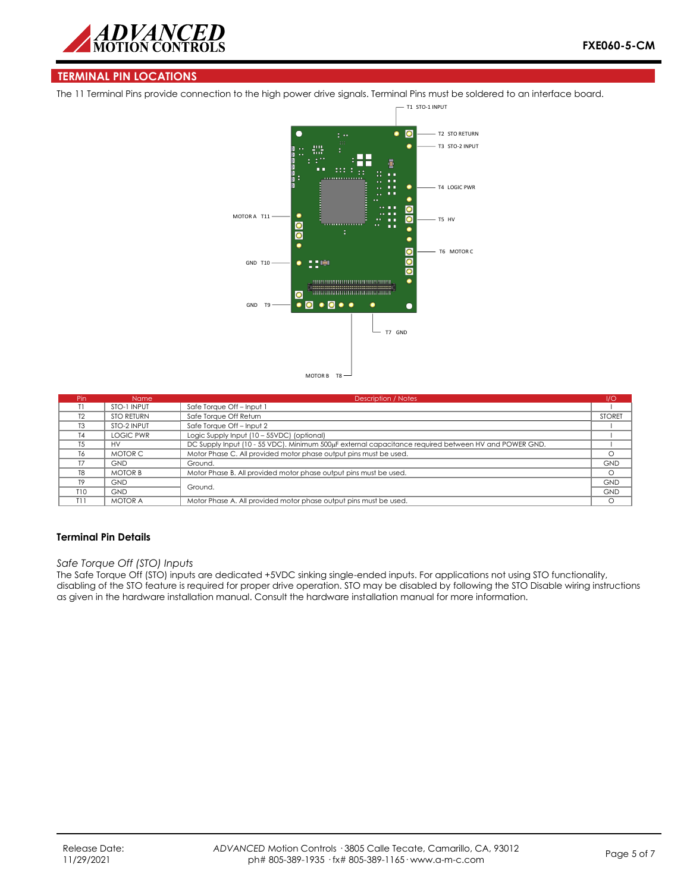## TERMINAL PIN LOCATIONS

The 11 Terminal Pins provide connection to the high power drive signals. Terminal Pins must be soldered to an interface board.

T1 STO-1 INPUT
T2 STO RETURN
T3 STO-2 INPUT
T4 LOGIC PWR
T5 HV
T6 MOTOR C
T7 GND
MOTOR B T8
GND T9
GND T10
MOTOR A T11

| Pin | Name | Description / Notes | I/O |
|---|---|---|---|
| T1 | STO-1 INPUT | Safe Torque Off – Input 1 | I |
| T2 | STO RETURN | Safe Torque Off Return | STORET |
| T3 | STO-2 INPUT | Safe Torque Off – Input 2 | I |
| T4 | LOGIC PWR | Logic Supply Input (10 – 55VDC) (optional) | I |
| T5 | HV | DC Supply Input (10 - 55 VDC). Minimum 500μF external capacitance required between HV and POWER GND. | I |
| T6 | MOTOR C | Motor Phase C. All provided motor phase output pins must be used. | O |
| T7 | GND | Ground. | GND |
| T8 | MOTOR B | Motor Phase B. All provided motor phase output pins must be used. | O |
| T9 | GND | Ground. | GND |
| T10 | GND | | GND |
| T11 | MOTOR A | Motor Phase A. All provided motor phase output pins must be used. | O |

### Terminal Pin Details

*Safe Torque Off (STO) Inputs*

The Safe Torque Off (STO) inputs are dedicated +5VDC sinking single-ended inputs. For applications not using STO functionality, disabling of the STO feature is required for proper drive operation. STO may be disabled by following the STO Disable wiring instructions as given in the hardware installation manual. Consult the hardware installation manual for more information.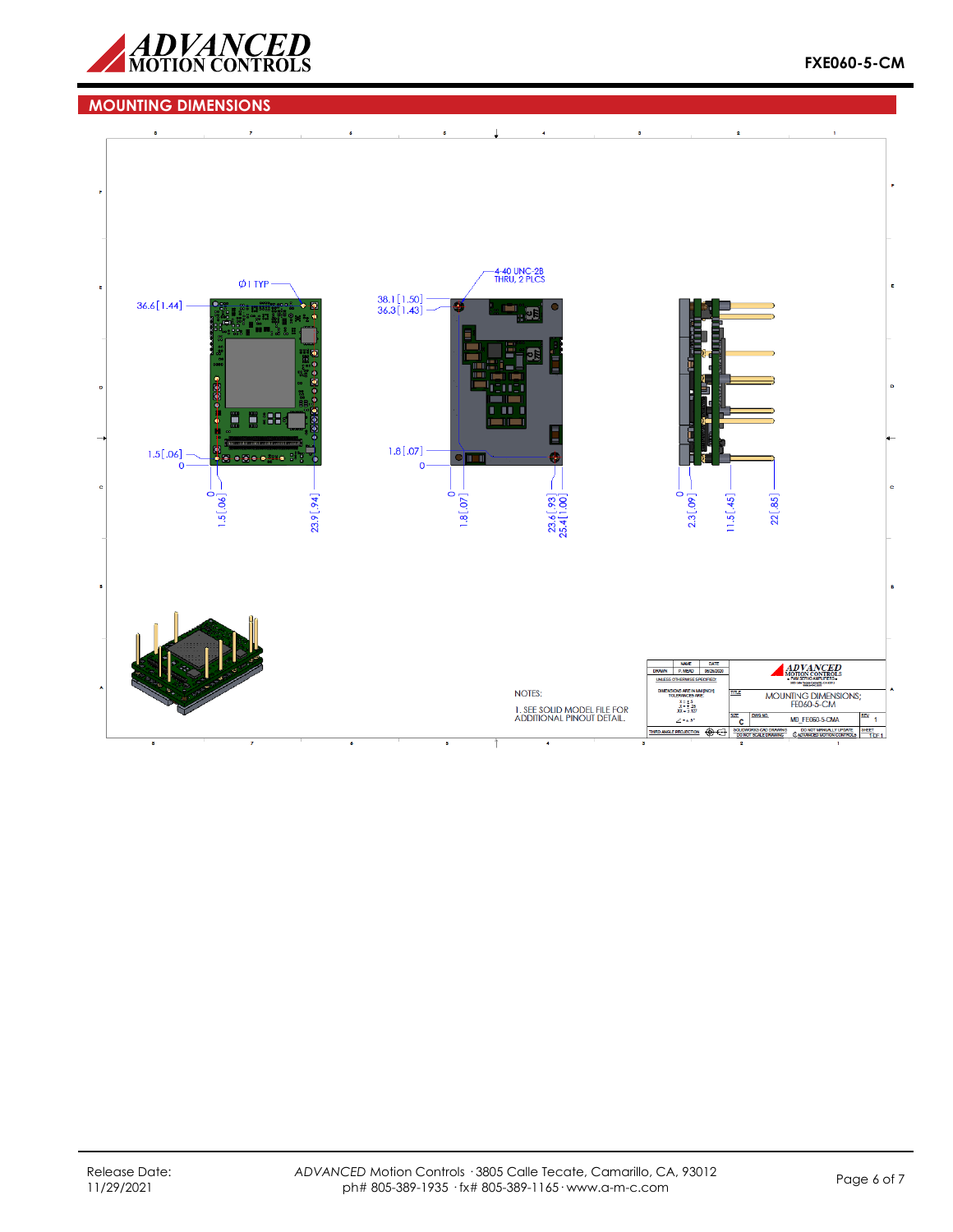## MOUNTING DIMENSIONS

Ø1 TYP

36.6 [1.44]

1.5 [.06]

0

0

1.5 [.06]

23.9 [.94]

4-40 UNC-2B
THRU, 2 PLCS

38.1 [1.50]
36.3 [1.43]

1.8 [.07]

0

0

1.8 [.07]

23.6 [.93]
25.4 [1.00]

0

2.3 [.09]

11.5 [.45]

22 [.85]

NOTES:

1. SEE SOLID MODEL FILE FOR ADDITIONAL PINOUT DETAIL.

| | NAME | DATE |
|---|---|---|
| DRAWN | P. NERAD | 09/29/2020 |

UNLESS OTHERWISE SPECIFIED:

DIMENSIONS ARE IN MM [INCH]
TOLERANCES ARE:
X = ± .5
.X = ± .25
.XX = ± .127
∠ = ± .5°

THIRD ANGLE PROJECTION

TITLE: MOUNTING DIMENSIONS; FE060-5-CM

SIZE: C

DWG NO.: MD_FE060-5-CMA

REV: 1

SOLIDWORKS CAD DRAWING — DO NOT SCALE DRAWING

DO NOT MANUALLY UPDATE — © ADVANCED MOTION CONTROLS

SHEET 1 OF 1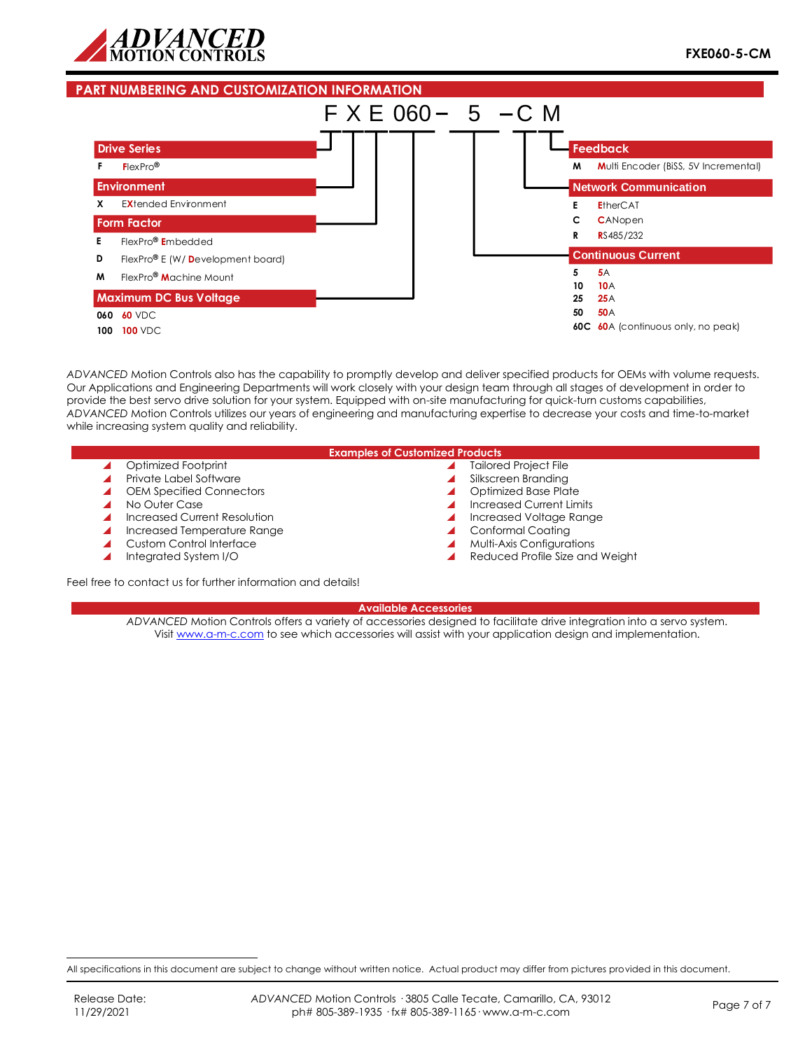## PART NUMBERING AND CUSTOMIZATION INFORMATION

F X E 060 – 5 – C M

**Drive Series**

| | |
|---|---|
| F | FlexPro® |

**Environment**

| | |
|---|---|
| X | EXtended Environment |

**Form Factor**

| | |
|---|---|
| E | FlexPro® Embedded |
| D | FlexPro® E (W/ Development board) |
| M | FlexPro® Machine Mount |

**Maximum DC Bus Voltage**

| | |
|---|---|
| 060 | 60 VDC |
| 100 | 100 VDC |

**Feedback**

| | |
|---|---|
| M | Multi Encoder (BiSS, 5V Incremental) |

**Network Communication**

| | |
|---|---|
| E | EtherCAT |
| C | CANopen |
| R | RS485/232 |

**Continuous Current**

| | |
|---|---|
| 5 | 5A |
| 10 | 10A |
| 25 | 25A |
| 50 | 50A |
| 60C | 60A (continuous only, no peak) |

*ADVANCED* Motion Controls also has the capability to promptly develop and deliver specified products for OEMs with volume requests. Our Applications and Engineering Departments will work closely with your design team through all stages of development in order to provide the best servo drive solution for your system. Equipped with on-site manufacturing for quick-turn customs capabilities, *ADVANCED* Motion Controls utilizes our years of engineering and manufacturing expertise to decrease your costs and time-to-market while increasing system quality and reliability.

### Examples of Customized Products

- Optimized Footprint
- Private Label Software
- OEM Specified Connectors
- No Outer Case
- Increased Current Resolution
- Increased Temperature Range
- Custom Control Interface
- Integrated System I/O
- Tailored Project File
- Silkscreen Branding
- Optimized Base Plate
- Increased Current Limits
- Increased Voltage Range
- Conformal Coating
- Multi-Axis Configurations
- Reduced Profile Size and Weight

Feel free to contact us for further information and details!

### Available Accessories

*ADVANCED* Motion Controls offers a variety of accessories designed to facilitate drive integration into a servo system. Visit www.a-m-c.com to see which accessories will assist with your application design and implementation.

All specifications in this document are subject to change without written notice. Actual product may differ from pictures provided in this document.